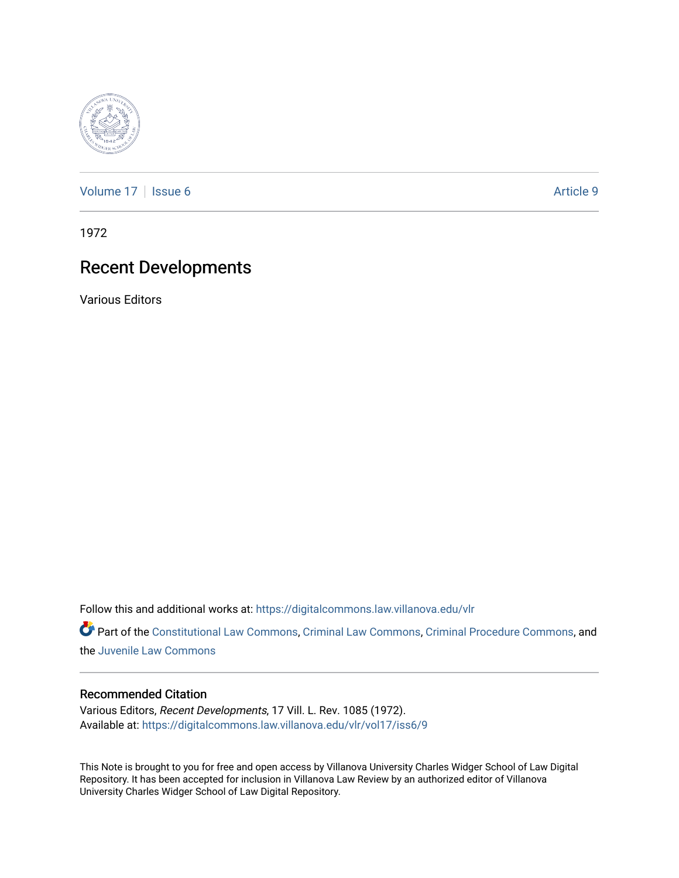Volume 17 | Issue 6 | Article 9

1972

# Recent Developments

Various Editors

Follow this and additional works at: https://digitalcommons.law.villanova.edu/vlr

Part of the Constitutional Law Commons, Criminal Law Commons, Criminal Procedure Commons, and the Juvenile Law Commons

## Recommended Citation

Various Editors, *Recent Developments*, 17 Vill. L. Rev. 1085 (1972).
Available at: https://digitalcommons.law.villanova.edu/vlr/vol17/iss6/9

This Note is brought to you for free and open access by Villanova University Charles Widger School of Law Digital Repository. It has been accepted for inclusion in Villanova Law Review by an authorized editor of Villanova University Charles Widger School of Law Digital Repository.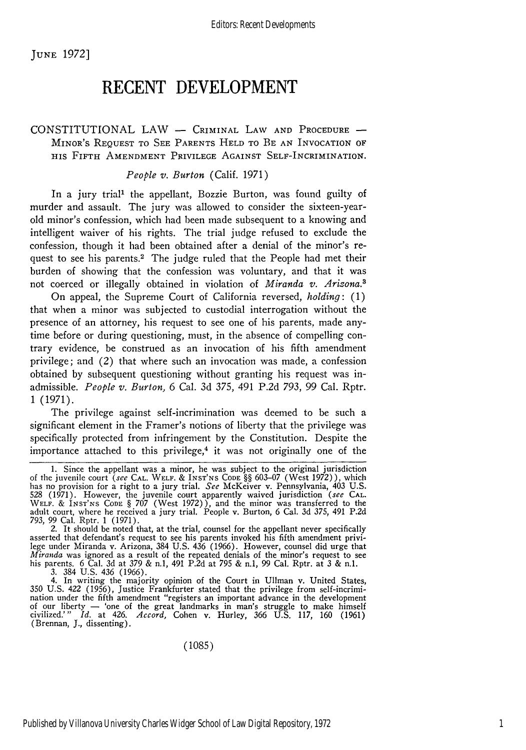# RECENT DEVELOPMENT

CONSTITUTIONAL LAW — CRIMINAL LAW AND PROCEDURE — MINOR'S REQUEST TO SEE PARENTS HELD TO BE AN INVOCATION OF HIS FIFTH AMENDMENT PRIVILEGE AGAINST SELF-INCRIMINATION.

*People v. Burton* (Calif. 1971)

In a jury trial[1] the appellant, Bozzie Burton, was found guilty of murder and assault. The jury was allowed to consider the sixteen-year-old minor's confession, which had been made subsequent to a knowing and intelligent waiver of his rights. The trial judge refused to exclude the confession, though it had been obtained after a denial of the minor's request to see his parents.[2] The judge ruled that the People had met their burden of showing that the confession was voluntary, and that it was not coerced or illegally obtained in violation of *Miranda v. Arizona.*[3]

On appeal, the Supreme Court of California reversed, *holding*: (1) that when a minor was subjected to custodial interrogation without the presence of an attorney, his request to see one of his parents, made anytime before or during questioning, must, in the absence of compelling contrary evidence, be construed as an invocation of his fifth amendment privilege; and (2) that where such an invocation was made, a confession obtained by subsequent questioning without granting his request was inadmissible. *People v. Burton,* 6 Cal. 3d 375, 491 P.2d 793, 99 Cal. Rptr. 1 (1971).

The privilege against self-incrimination was deemed to be such a significant element in the Framer's notions of liberty that the privilege was specifically protected from infringement by the Constitution. Despite the importance attached to this privilege,[4] it was not originally one of the

1. Since the appellant was a minor, he was subject to the original jurisdiction of the juvenile court (*see* CAL. WELF. & INST'NS CODE §§ 603–07 (West 1972)), which has no provision for a right to a jury trial. *See* McKeiver v. Pennsylvania, 403 U.S. 528 (1971). However, the juvenile court apparently waived jurisdiction (*see* CAL. WELF. & INST'NS CODE § 707 (West 1972)), and the minor was transferred to the adult court, where he received a jury trial. People v. Burton, 6 Cal. 3d 375, 491 P.2d 793, 99 Cal. Rptr. 1 (1971).

2. It should be noted that, at the trial, counsel for the appellant never specifically asserted that defendant's request to see his parents invoked his fifth amendment privilege under Miranda v. Arizona, 384 U.S. 436 (1966). However, counsel did urge that *Miranda* was ignored as a result of the repeated denials of the minor's request to see his parents. 6 Cal. 3d at 379 & n.1, 491 P.2d at 795 & n.1, 99 Cal. Rptr. at 3 & n.1.

3. 384 U.S. 436 (1966).

4. In writing the majority opinion of the Court in Ullman v. United States, 350 U.S. 422 (1956), Justice Frankfurter stated that the privilege from self-incrimination under the fifth amendment "registers an important advance in the development of our liberty — 'one of the great landmarks in man's struggle to make himself civilized.'" *Id.* at 426. *Accord,* Cohen v. Hurley, 366 U.S. 117, 160 (1961) (Brennan, J., dissenting).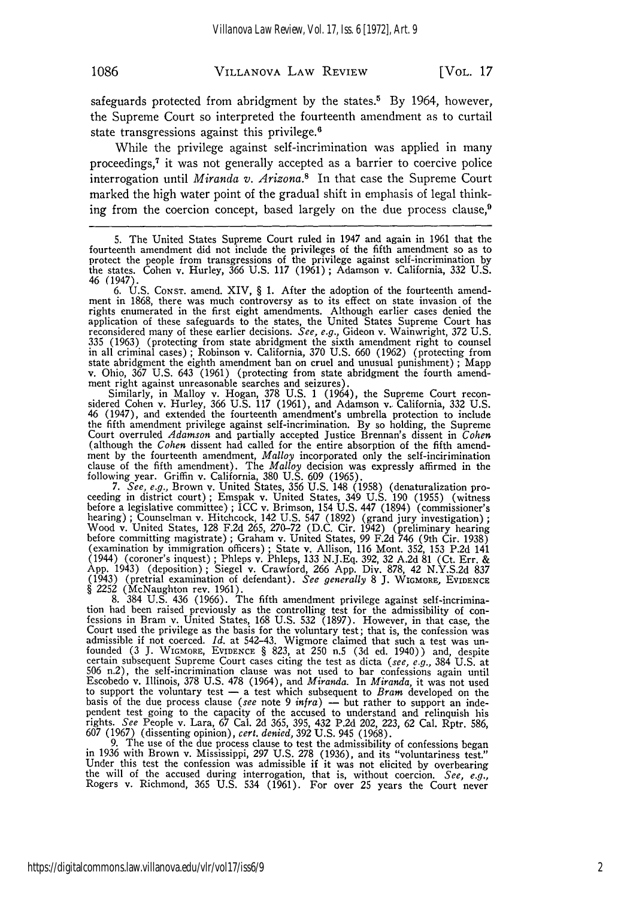safeguards protected from abridgment by the states.[5] By 1964, however, the Supreme Court so interpreted the fourteenth amendment as to curtail state transgressions against this privilege.[6]

While the privilege against self-incrimination was applied in many proceedings,[7] it was not generally accepted as a barrier to coercive police interrogation until *Miranda v. Arizona*.[8] In that case the Supreme Court marked the high water point of the gradual shift in emphasis of legal thinking from the coercion concept, based largely on the due process clause,[9]

---

5. The United States Supreme Court ruled in 1947 and again in 1961 that the fourteenth amendment did not include the privileges of the fifth amendment so as to protect the people from transgressions of the privilege against self-incrimination by the states. Cohen v. Hurley, 366 U.S. 117 (1961); Adamson v. California, 332 U.S. 46 (1947).

6. U.S. Const. amend. XIV, § 1. After the adoption of the fourteenth amendment in 1868, there was much controversy as to its effect on state invasion of the rights enumerated in the first eight amendments. Although earlier cases denied the application of these safeguards to the states, the United States Supreme Court has reconsidered many of these earlier decisions. *See, e.g.*, Gideon v. Wainwright, 372 U.S. 335 (1963) (protecting from state abridgment the sixth amendment right to counsel in all criminal cases); Robinson v. California, 370 U.S. 660 (1962) (protecting from state abridgment the eighth amendment ban on cruel and unusual punishment); Mapp v. Ohio, 367 U.S. 643 (1961) (protecting from state abridgment the fourth amendment right against unreasonable searches and seizures).

Similarly, in Malloy v. Hogan, 378 U.S. 1 (1964), the Supreme Court reconsidered Cohen v. Hurley, 366 U.S. 117 (1961), and Adamson v. California, 332 U.S. 46 (1947), and extended the fourteenth amendment's umbrella protection to include the fifth amendment privilege against self-incrimination. By so holding, the Supreme Court overruled *Adamson* and partially accepted Justice Brennan's dissent in *Cohen* (although the *Cohen* dissent had called for the entire absorption of the fifth amendment by the fourteenth amendment, *Malloy* incorporated only the self-incirimination clause of the fifth amendment). The *Malloy* decision was expressly affirmed in the following year. Griffin v. California, 380 U.S. 609 (1965).

7. *See, e.g.*, Brown v. United States, 356 U.S. 148 (1958) (denaturalization proceeding in district court); Emspak v. United States, 349 U.S. 190 (1955) (witness before a legislative committee); ICC v. Brimson, 154 U.S. 447 (1894) (commissioner's hearing); Counselman v. Hitchcock, 142 U.S. 547 (1892) (grand jury investigation); Wood v. United States, 128 F.2d 265, 270–72 (D.C. Cir. 1942) (preliminary hearing before committing magistrate); Graham v. United States, 99 F.2d 746 (9th Cir. 1938) (examination by immigration officers); State v. Allison, 116 Mont. 352, 153 P.2d 141 (1944) (coroner's inquest); Phleps v. Phleps, 133 N.J.Eq. 392, 32 A.2d 81 (Ct. Err. & App. 1943) (deposition); Siegel v. Crawford, 266 App. Div. 878, 42 N.Y.S.2d 837 (1943) (pretrial examination of defendant). *See generally* 8 J. Wigmore, Evidence § 2252 (McNaughton rev. 1961).

8. 384 U.S. 436 (1966). The fifth amendment privilege against self-incrimination had been raised previously as the controlling test for the admissibility of confessions in Bram v. United States, 168 U.S. 532 (1897). However, in that case, the Court used the privilege as the basis for the voluntary test; that is, the confession was admissible if not coerced. *Id.* at 542–43. Wigmore claimed that such a test was unfounded (3 J. Wigmore, Evidence § 823, at 250 n.5 (3d ed. 1940)) and, despite certain subsequent Supreme Court cases citing the test as dicta (*see, e.g.*, 384 U.S. at 506 n.2), the self-incrimination clause was not used to bar confessions again until Escobedo v. Illinois, 378 U.S. 478 (1964), and *Miranda*. In *Miranda*, it was not used to support the voluntary test — a test which subsequent to *Bram* developed on the basis of the due process clause (*see* note 9 *infra*) — but rather to support an independent test going to the capacity of the accused to understand and relinquish his rights. *See* People v. Lara, 67 Cal. 2d 365, 395, 432 P.2d 202, 223, 62 Cal. Rptr. 586, 607 (1967) (dissenting opinion), *cert. denied*, 392 U.S. 945 (1968).

9. The use of the due process clause to test the admissibility of confessions began in 1936 with Brown v. Mississippi, 297 U.S. 278 (1936), and its "voluntariness test." Under this test the confession was admissible if it was not elicited by overbearing the will of the accused during interrogation, that is, without coercion. *See, e.g.*, Rogers v. Richmond, 365 U.S. 534 (1961). For over 25 years the Court never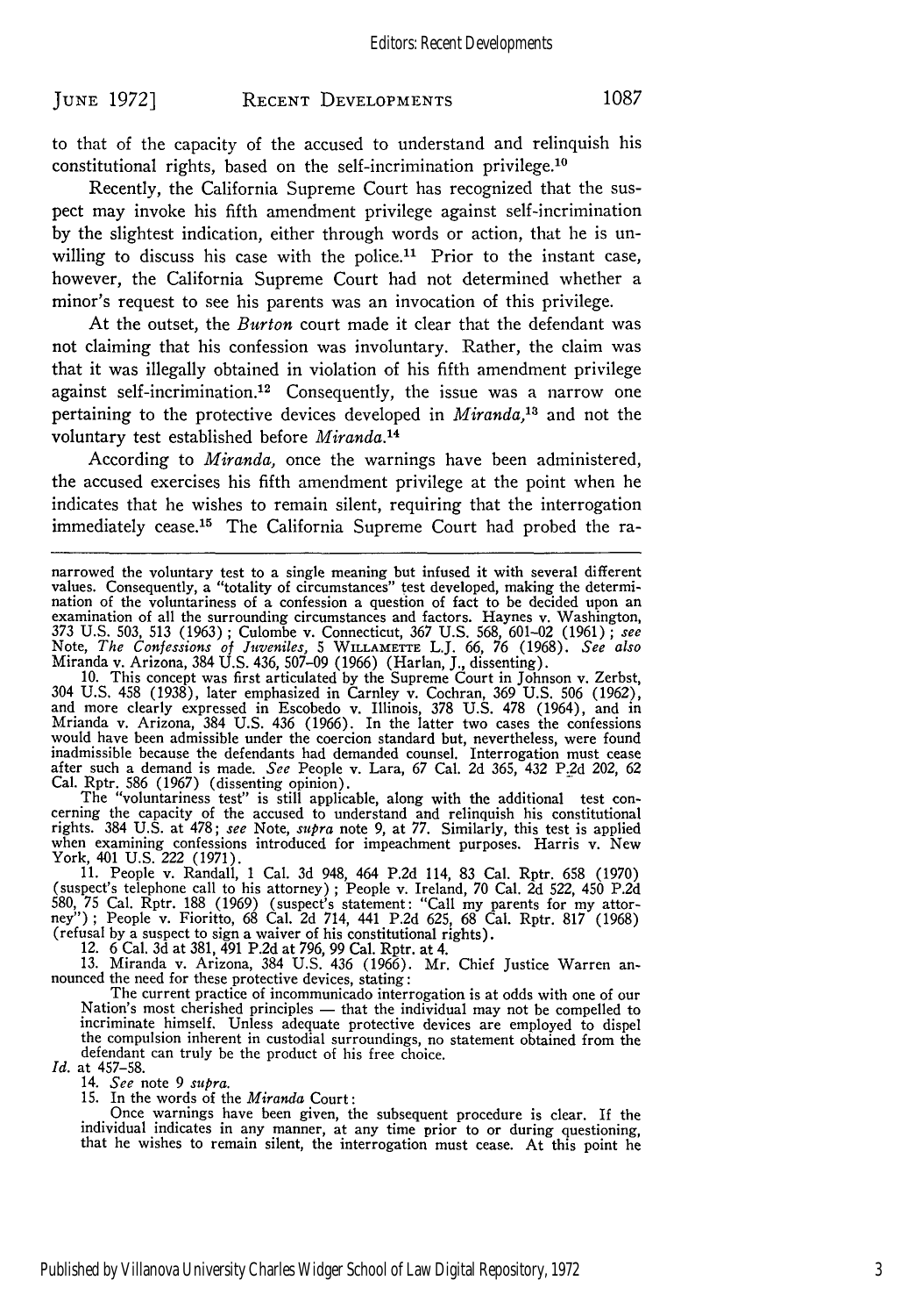to that of the capacity of the accused to understand and relinquish his constitutional rights, based on the self-incrimination privilege.[10]

Recently, the California Supreme Court has recognized that the suspect may invoke his fifth amendment privilege against self-incrimination by the slightest indication, either through words or action, that he is unwilling to discuss his case with the police.[11] Prior to the instant case, however, the California Supreme Court had not determined whether a minor's request to see his parents was an invocation of this privilege.

At the outset, the *Burton* court made it clear that the defendant was not claiming that his confession was involuntary. Rather, the claim was that it was illegally obtained in violation of his fifth amendment privilege against self-incrimination.[12] Consequently, the issue was a narrow one pertaining to the protective devices developed in *Miranda*,[13] and not the voluntary test established before *Miranda*.[14]

According to *Miranda*, once the warnings have been administered, the accused exercises his fifth amendment privilege at the point when he indicates that he wishes to remain silent, requiring that the interrogation immediately cease.[15] The California Supreme Court had probed the ra-

---

narrowed the voluntary test to a single meaning but infused it with several different values. Consequently, a "totality of circumstances" test developed, making the determination of the voluntariness of a confession a question of fact to be decided upon an examination of all the surrounding circumstances and factors. Haynes v. Washington, 373 U.S. 503, 513 (1963); Culombe v. Connecticut, 367 U.S. 568, 601-02 (1961); *see* Note, *The Confessions of Juveniles*, 5 WILLAMETTE L.J. 66, 76 (1968). *See also* Miranda v. Arizona, 384 U.S. 436, 507-09 (1966) (Harlan, J., dissenting).

10. This concept was first articulated by the Supreme Court in Johnson v. Zerbst, 304 U.S. 458 (1938), later emphasized in Carnley v. Cochran, 369 U.S. 506 (1962), and more clearly expressed in Escobedo v. Illinois, 378 U.S. 478 (1964), and in Mrianda v. Arizona, 384 U.S. 436 (1966). In the latter two cases the confessions would have been admissible under the coercion standard but, nevertheless, were found inadmissible because the defendants had demanded counsel. Interrogation must cease after such a demand is made. *See* People v. Lara, 67 Cal. 2d 365, 432 P.2d 202, 62 Cal. Rptr. 586 (1967) (dissenting opinion).

The "voluntariness test" is still applicable, along with the additional test concerning the capacity of the accused to understand and relinquish his constitutional rights. 384 U.S. at 478; *see* Note, *supra* note 9, at 77. Similarly, this test is applied when examining confessions introduced for impeachment purposes. Harris v. New York, 401 U.S. 222 (1971).

11. People v. Randall, 1 Cal. 3d 948, 464 P.2d 114, 83 Cal. Rptr. 658 (1970) (suspect's telephone call to his attorney); People v. Ireland, 70 Cal. 2d 522, 450 P.2d 580, 75 Cal. Rptr. 188 (1969) (suspect's statement: "Call my parents for my attorney"); People v. Fioritto, 68 Cal. 2d 714, 441 P.2d 625, 68 Cal. Rptr. 817 (1968) (refusal by a suspect to sign a waiver of his constitutional rights).

12. 6 Cal. 3d at 381, 491 P.2d at 796, 99 Cal. Rptr. at 4.

13. Miranda v. Arizona, 384 U.S. 436 (1966). Mr. Chief Justice Warren announced the need for these protective devices, stating:

> The current practice of incommunicado interrogation is at odds with one of our Nation's most cherished principles — that the individual may not be compelled to incriminate himself. Unless adequate protective devices are employed to dispel the compulsion inherent in custodial surroundings, no statement obtained from the defendant can truly be the product of his free choice.

*Id.* at 457-58.

14. *See* note 9 *supra*.

15. In the words of the *Miranda* Court:

> Once warnings have been given, the subsequent procedure is clear. If the individual indicates in any manner, at any time prior to or during questioning, that he wishes to remain silent, the interrogation must cease. At this point he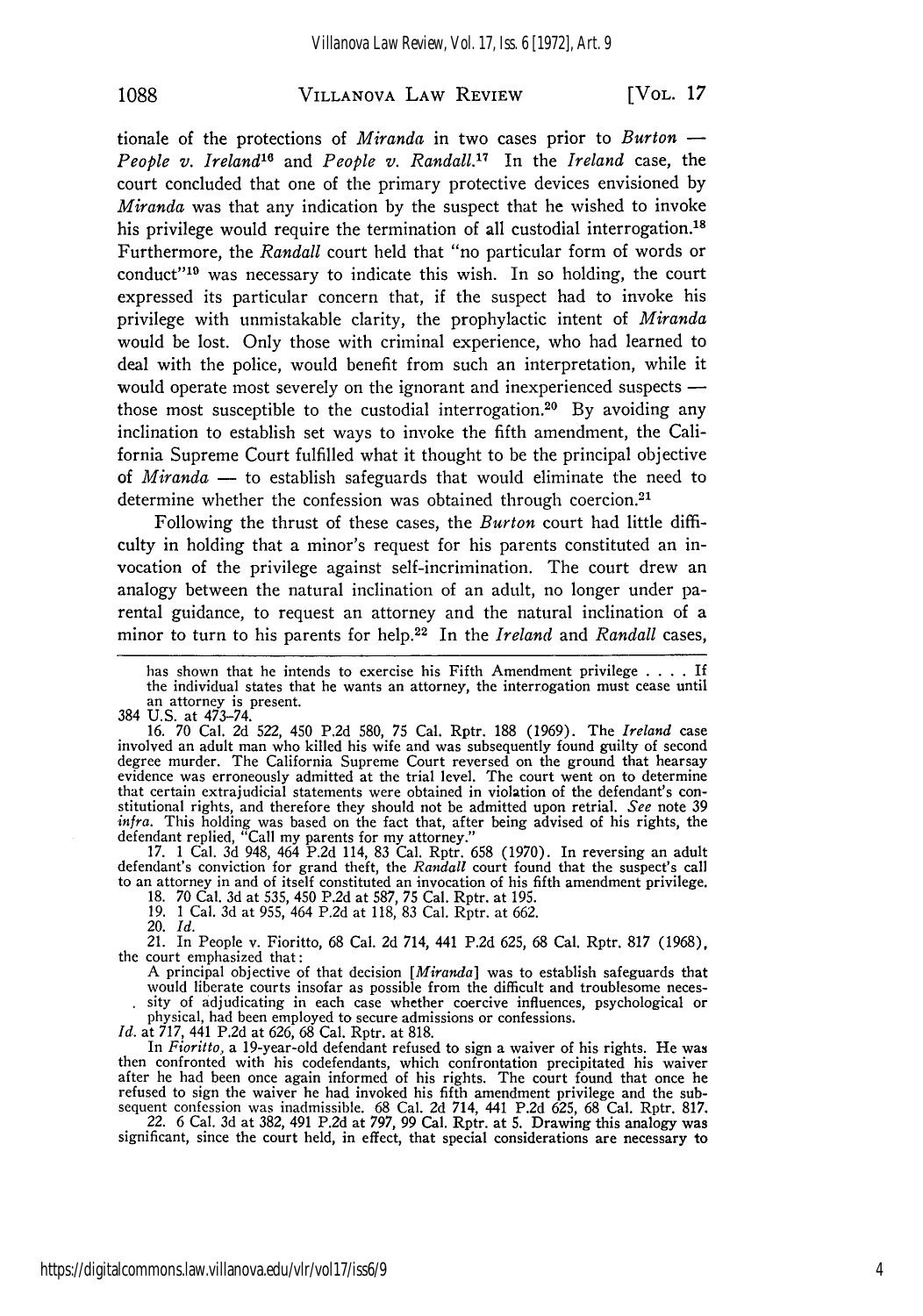tionale of the protections of *Miranda* in two cases prior to *Burton* — *People v. Ireland*[16] and *People v. Randall*.[17] In the *Ireland* case, the court concluded that one of the primary protective devices envisioned by *Miranda* was that any indication by the suspect that he wished to invoke his privilege would require the termination of all custodial interrogation.[18] Furthermore, the *Randall* court held that "no particular form of words or conduct"[19] was necessary to indicate this wish. In so holding, the court expressed its particular concern that, if the suspect had to invoke his privilege with unmistakable clarity, the prophylactic intent of *Miranda* would be lost. Only those with criminal experience, who had learned to deal with the police, would benefit from such an interpretation, while it would operate most severely on the ignorant and inexperienced suspects — those most susceptible to the custodial interrogation.[20] By avoiding any inclination to establish set ways to invoke the fifth amendment, the California Supreme Court fulfilled what it thought to be the principal objective of *Miranda* — to establish safeguards that would eliminate the need to determine whether the confession was obtained through coercion.[21]

Following the thrust of these cases, the *Burton* court had little difficulty in holding that a minor's request for his parents constituted an invocation of the privilege against self-incrimination. The court drew an analogy between the natural inclination of an adult, no longer under parental guidance, to request an attorney and the natural inclination of a minor to turn to his parents for help.[22] In the *Ireland* and *Randall* cases,

---

has shown that he intends to exercise his Fifth Amendment privilege . . . . If the individual states that he wants an attorney, the interrogation must cease until an attorney is present.

384 U.S. at 473-74.

16. 70 Cal. 2d 522, 450 P.2d 580, 75 Cal. Rptr. 188 (1969). The *Ireland* case involved an adult man who killed his wife and was subsequently found guilty of second degree murder. The California Supreme Court reversed on the ground that hearsay evidence was erroneously admitted at the trial level. The court went on to determine that certain extrajudicial statements were obtained in violation of the defendant's constitutional rights, and therefore they should not be admitted upon retrial. *See* note 39 *infra*. This holding was based on the fact that, after being advised of his rights, the defendant replied, "Call my parents for my attorney."

17. 1 Cal. 3d 948, 464 P.2d 114, 83 Cal. Rptr. 658 (1970). In reversing an adult defendant's conviction for grand theft, the *Randall* court found that the suspect's call to an attorney in and of itself constituted an invocation of his fifth amendment privilege.

18. 70 Cal. 3d at 535, 450 P.2d at 587, 75 Cal. Rptr. at 195.

19. 1 Cal. 3d at 955, 464 P.2d at 118, 83 Cal. Rptr. at 662.

20. *Id.*

21. In People v. Fioritto, 68 Cal. 2d 714, 441 P.2d 625, 68 Cal. Rptr. 817 (1968), the court emphasized that:

> A principal objective of that decision [*Miranda*] was to establish safeguards that would liberate courts insofar as possible from the difficult and troublesome necessity of adjudicating in each case whether coercive influences, psychological or physical, had been employed to secure admissions or confessions.

*Id.* at 717, 441 P.2d at 626, 68 Cal. Rptr. at 818.

In *Fioritto*, a 19-year-old defendant refused to sign a waiver of his rights. He was then confronted with his codefendants, which confrontation precipitated his waiver after he had been once again informed of his rights. The court found that once he refused to sign the waiver he had invoked his fifth amendment privilege and the subsequent confession was inadmissible. 68 Cal. 2d 714, 441 P.2d 625, 68 Cal. Rptr. 817.

22. 6 Cal. 3d at 382, 491 P.2d at 797, 99 Cal. Rptr. at 5. Drawing this analogy was significant, since the court held, in effect, that special considerations are necessary to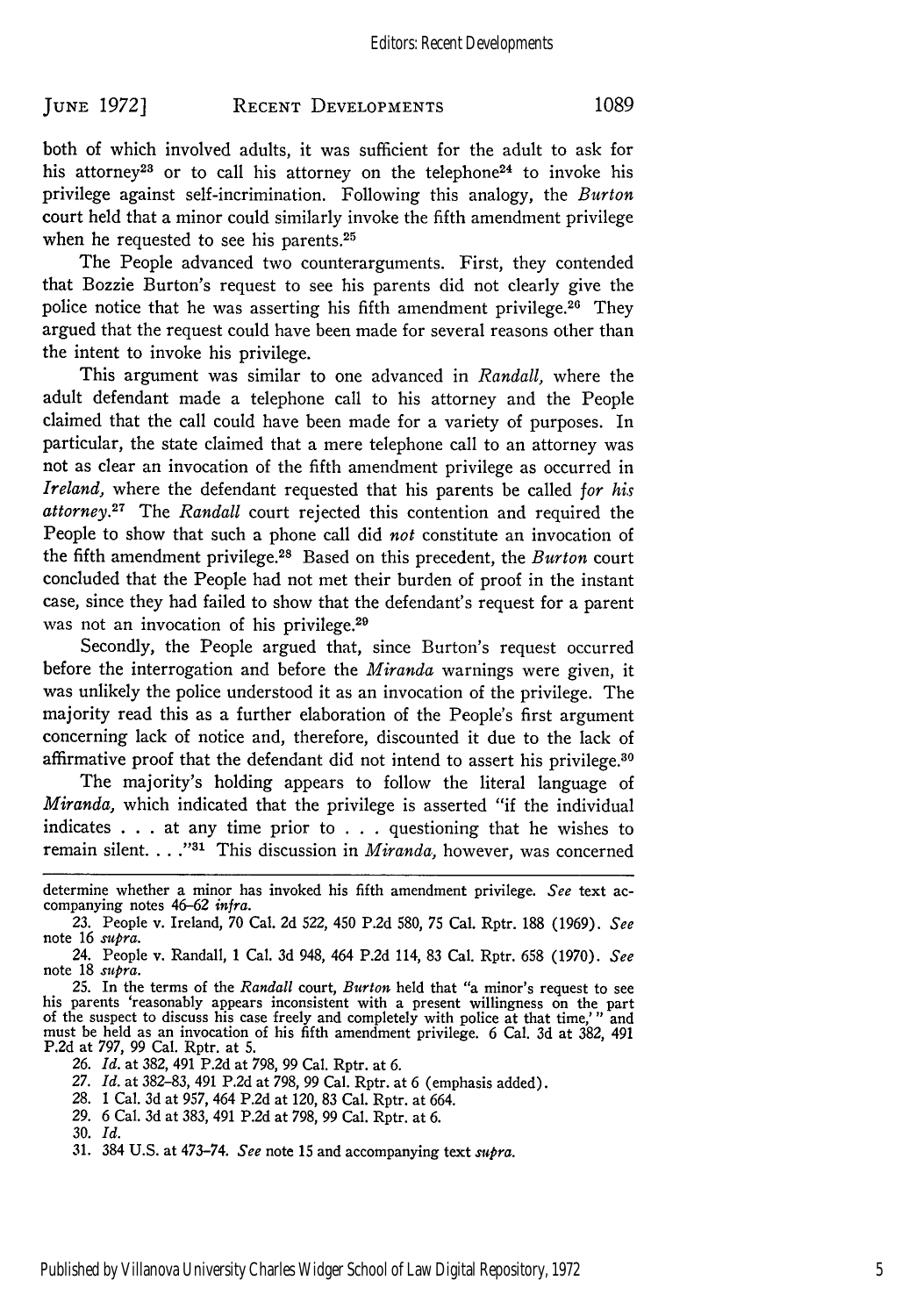both of which involved adults, it was sufficient for the adult to ask for his attorney[23] or to call his attorney on the telephone[24] to invoke his privilege against self-incrimination. Following this analogy, the *Burton* court held that a minor could similarly invoke the fifth amendment privilege when he requested to see his parents.[25]

The People advanced two counterarguments. First, they contended that Bozzie Burton's request to see his parents did not clearly give the police notice that he was asserting his fifth amendment privilege.[26] They argued that the request could have been made for several reasons other than the intent to invoke his privilege.

This argument was similar to one advanced in *Randall*, where the adult defendant made a telephone call to his attorney and the People claimed that the call could have been made for a variety of purposes. In particular, the state claimed that a mere telephone call to an attorney was not as clear an invocation of the fifth amendment privilege as occurred in *Ireland*, where the defendant requested that his parents be called *for his attorney*.[27] The *Randall* court rejected this contention and required the People to show that such a phone call did *not* constitute an invocation of the fifth amendment privilege.[28] Based on this precedent, the *Burton* court concluded that the People had not met their burden of proof in the instant case, since they had failed to show that the defendant's request for a parent was not an invocation of his privilege.[29]

Secondly, the People argued that, since Burton's request occurred before the interrogation and before the *Miranda* warnings were given, it was unlikely the police understood it as an invocation of the privilege. The majority read this as a further elaboration of the People's first argument concerning lack of notice and, therefore, discounted it due to the lack of affirmative proof that the defendant did not intend to assert his privilege.[30]

The majority's holding appears to follow the literal language of *Miranda*, which indicated that the privilege is asserted "if the individual indicates . . . at any time prior to . . . questioning that he wishes to remain silent. . . ."[31] This discussion in *Miranda*, however, was concerned

---

determine whether a minor has invoked his fifth amendment privilege. *See* text accompanying notes 46–62 *infra*.

23. People v. Ireland, 70 Cal. 2d 522, 450 P.2d 580, 75 Cal. Rptr. 188 (1969). *See* note 16 *supra*.

24. People v. Randall, 1 Cal. 3d 948, 464 P.2d 114, 83 Cal. Rptr. 658 (1970). *See* note 18 *supra*.

25. In the terms of the *Randall* court, *Burton* held that "a minor's request to see his parents 'reasonably appears inconsistent with a present willingness on the part of the suspect to discuss his case freely and completely with police at that time,'" and must be held as an invocation of his fifth amendment privilege. 6 Cal. 3d at 382, 491 P.2d at 797, 99 Cal. Rptr. at 5.

26. *Id.* at 382, 491 P.2d at 798, 99 Cal. Rptr. at 6.

27. *Id.* at 382–83, 491 P.2d at 798, 99 Cal. Rptr. at 6 (emphasis added).

28. 1 Cal. 3d at 957, 464 P.2d at 120, 83 Cal. Rptr. at 664.

29. 6 Cal. 3d at 383, 491 P.2d at 798, 99 Cal. Rptr. at 6.

30. *Id.*

31. 384 U.S. at 473–74. *See* note 15 and accompanying text *supra*.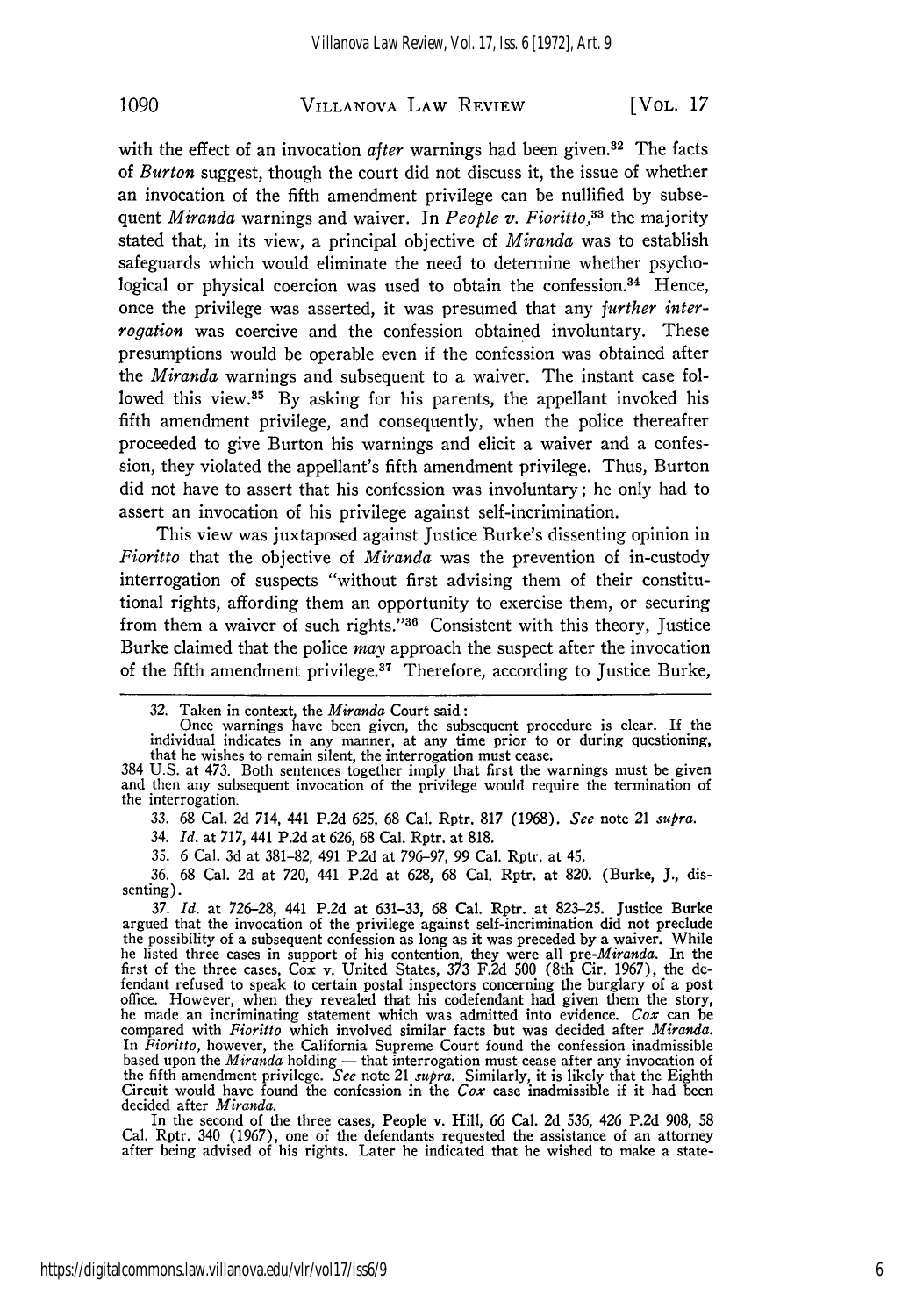with the effect of an invocation *after* warnings had been given.[32] The facts of *Burton* suggest, though the court did not discuss it, the issue of whether an invocation of the fifth amendment privilege can be nullified by subsequent *Miranda* warnings and waiver. In *People v. Fioritto*,[33] the majority stated that, in its view, a principal objective of *Miranda* was to establish safeguards which would eliminate the need to determine whether psychological or physical coercion was used to obtain the confession.[34] Hence, once the privilege was asserted, it was presumed that any *further interrogation* was coercive and the confession obtained involuntary. These presumptions would be operable even if the confession was obtained after the *Miranda* warnings and subsequent to a waiver. The instant case followed this view.[35] By asking for his parents, the appellant invoked his fifth amendment privilege, and consequently, when the police thereafter proceeded to give Burton his warnings and elicit a waiver and a confession, they violated the appellant's fifth amendment privilege. Thus, Burton did not have to assert that his confession was involuntary; he only had to assert an invocation of his privilege against self-incrimination.

This view was juxtaposed against Justice Burke's dissenting opinion in *Fioritto* that the objective of *Miranda* was the prevention of in-custody interrogation of suspects "without first advising them of their constitutional rights, affording them an opportunity to exercise them, or securing from them a waiver of such rights."[36] Consistent with this theory, Justice Burke claimed that the police *may* approach the suspect after the invocation of the fifth amendment privilege.[37] Therefore, according to Justice Burke,

---

32. Taken in context, the *Miranda* Court said:

> Once warnings have been given, the subsequent procedure is clear. If the individual indicates in any manner, at any time prior to or during questioning, that he wishes to remain silent, the interrogation must cease.

384 U.S. at 473. Both sentences together imply that first the warnings must be given and then any subsequent invocation of the privilege would require the termination of the interrogation.

33. 68 Cal. 2d 714, 441 P.2d 625, 68 Cal. Rptr. 817 (1968). *See* note 21 *supra*.

34. *Id.* at 717, 441 P.2d at 626, 68 Cal. Rptr. at 818.

35. 6 Cal. 3d at 381–82, 491 P.2d at 796–97, 99 Cal. Rptr. at 45.

36. 68 Cal. 2d at 720, 441 P.2d at 628, 68 Cal. Rptr. at 820. (Burke, J., dissenting).

37. *Id.* at 726–28, 441 P.2d at 631–33, 68 Cal. Rptr. at 823–25. Justice Burke argued that the invocation of the privilege against self-incrimination did not preclude the possibility of a subsequent confession as long as it was preceded by a waiver. While he listed three cases in support of his contention, they were all pre-*Miranda*. In the first of the three cases, Cox v. United States, 373 F.2d 500 (8th Cir. 1967), the defendant refused to speak to certain postal inspectors concerning the burglary of a post office. However, when they revealed that his codefendant had given them the story, he made an incriminating statement which was admitted into evidence. *Cox* can be compared with *Fioritto* which involved similar facts but was decided after *Miranda*. In *Fioritto*, however, the California Supreme Court found the confession inadmissible based upon the *Miranda* holding — that interrogation must cease after any invocation of the fifth amendment privilege. *See* note 21 *supra*. Similarly, it is likely that the Eighth Circuit would have found the confession in the *Cox* case inadmissible if it had been decided after *Miranda*.

In the second of the three cases, People v. Hill, 66 Cal. 2d 536, 426 P.2d 908, 58 Cal. Rptr. 340 (1967), one of the defendants requested the assistance of an attorney after being advised of his rights. Later he indicated that he wished to make a state-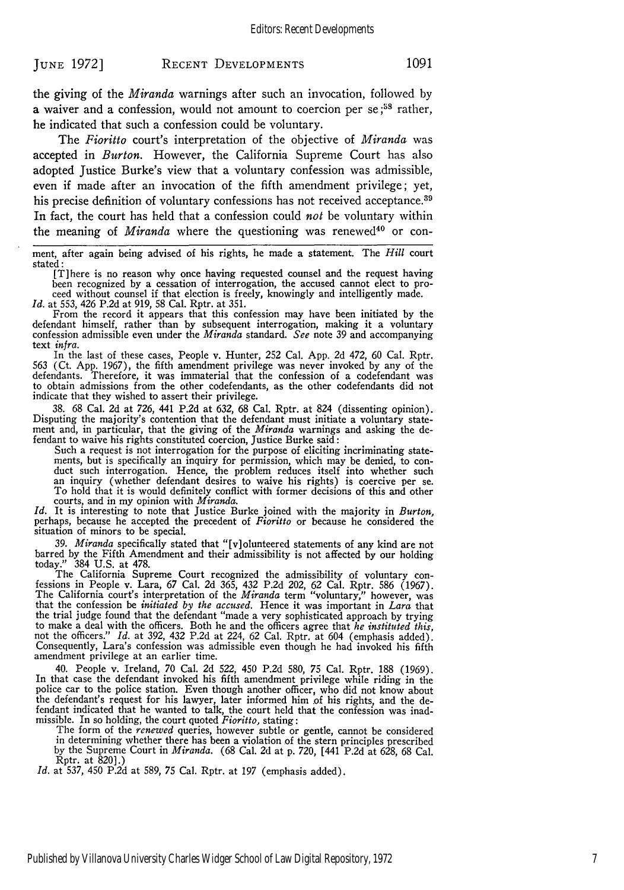the giving of the *Miranda* warnings after such an invocation, followed by a waiver and a confession, would not amount to coercion per se;[38] rather, he indicated that such a confession could be voluntary.

The *Fioritto* court's interpretation of the objective of *Miranda* was accepted in *Burton*. However, the California Supreme Court has also adopted Justice Burke's view that a voluntary confession was admissible, even if made after an invocation of the fifth amendment privilege; yet, his precise definition of voluntary confessions has not received acceptance.[39] In fact, the court has held that a confession could *not* be voluntary within the meaning of *Miranda* where the questioning was renewed[40] or con-

---

ment, after again being advised of his rights, he made a statement. The *Hill* court stated:

> [T]here is no reason why once having requested counsel and the request having been recognized by a cessation of interrogation, the accused cannot elect to proceed without counsel if that election is freely, knowingly and intelligently made.

*Id.* at 553, 426 P.2d at 919, 58 Cal. Rptr. at 351.

From the record it appears that this confession may have been initiated by the defendant himself, rather than by subsequent interrogation, making it a voluntary confession admissible even under the *Miranda* standard. *See* note 39 and accompanying text *infra.*

In the last of these cases, People v. Hunter, 252 Cal. App. 2d 472, 60 Cal. Rptr. 563 (Ct. App. 1967), the fifth amendment privilege was never invoked by any of the defendants. Therefore, it was immaterial that the confession of a codefendant was to obtain admissions from the other codefendants, as the other codefendants did not indicate that they wished to assert their privilege.

38. 68 Cal. 2d at 726, 441 P.2d at 632, 68 Cal. Rptr. at 824 (dissenting opinion). Disputing the majority's contention that the defendant must initiate a voluntary statement and, in particular, that the giving of the *Miranda* warnings and asking the defendant to waive his rights constituted coercion, Justice Burke said:

> Such a request is not interrogation for the purpose of eliciting incriminating statements, but is specifically an inquiry for permission, which may be denied, to conduct such interrogation. Hence, the problem reduces itself into whether such an inquiry (whether defendant desires to waive his rights) is coercive per se. To hold that it is would definitely conflict with former decisions of this and other courts, and in my opinion with *Miranda.*

*Id.* It is interesting to note that Justice Burke joined with the majority in *Burton,* perhaps, because he accepted the precedent of *Fioritto* or because he considered the situation of minors to be special.

39. *Miranda* specifically stated that "[v]olunteered statements of any kind are not barred by the Fifth Amendment and their admissibility is not affected by our holding today." 384 U.S. at 478.

The California Supreme Court recognized the admissibility of voluntary confessions in People v. Lara, 67 Cal. 2d 365, 432 P.2d 202, 62 Cal. Rptr. 586 (1967). The California court's interpretation of the *Miranda* term "voluntary," however, was that the confession be *initiated by the accused.* Hence it was important in *Lara* that the trial judge found that the defendant "made a very sophisticated approach by trying to make a deal with the officers. Both he and the officers agree that *he instituted this,* not the officers." *Id.* at 392, 432 P.2d at 224, 62 Cal. Rptr. at 604 (emphasis added). Consequently, Lara's confession was admissible even though he had invoked his fifth amendment privilege at an earlier time.

40. People v. Ireland, 70 Cal. 2d 522, 450 P.2d 580, 75 Cal. Rptr. 188 (1969). In that case the defendant invoked his fifth amendment privilege while riding in the police car to the police station. Even though another officer, who did not know about the defendant's request for his lawyer, later informed him of his rights, and the defendant indicated that he wanted to talk, the court held that the confession was inadmissible. In so holding, the court quoted *Fioritto,* stating:

> The form of the *renewed* queries, however subtle or gentle, cannot be considered in determining whether there has been a violation of the stern principles prescribed by the Supreme Court in *Miranda.* (68 Cal. 2d at p. 720, [441 P.2d at 628, 68 Cal. Rptr. at 820].)

*Id.* at 537, 450 P.2d at 589, 75 Cal. Rptr. at 197 (emphasis added).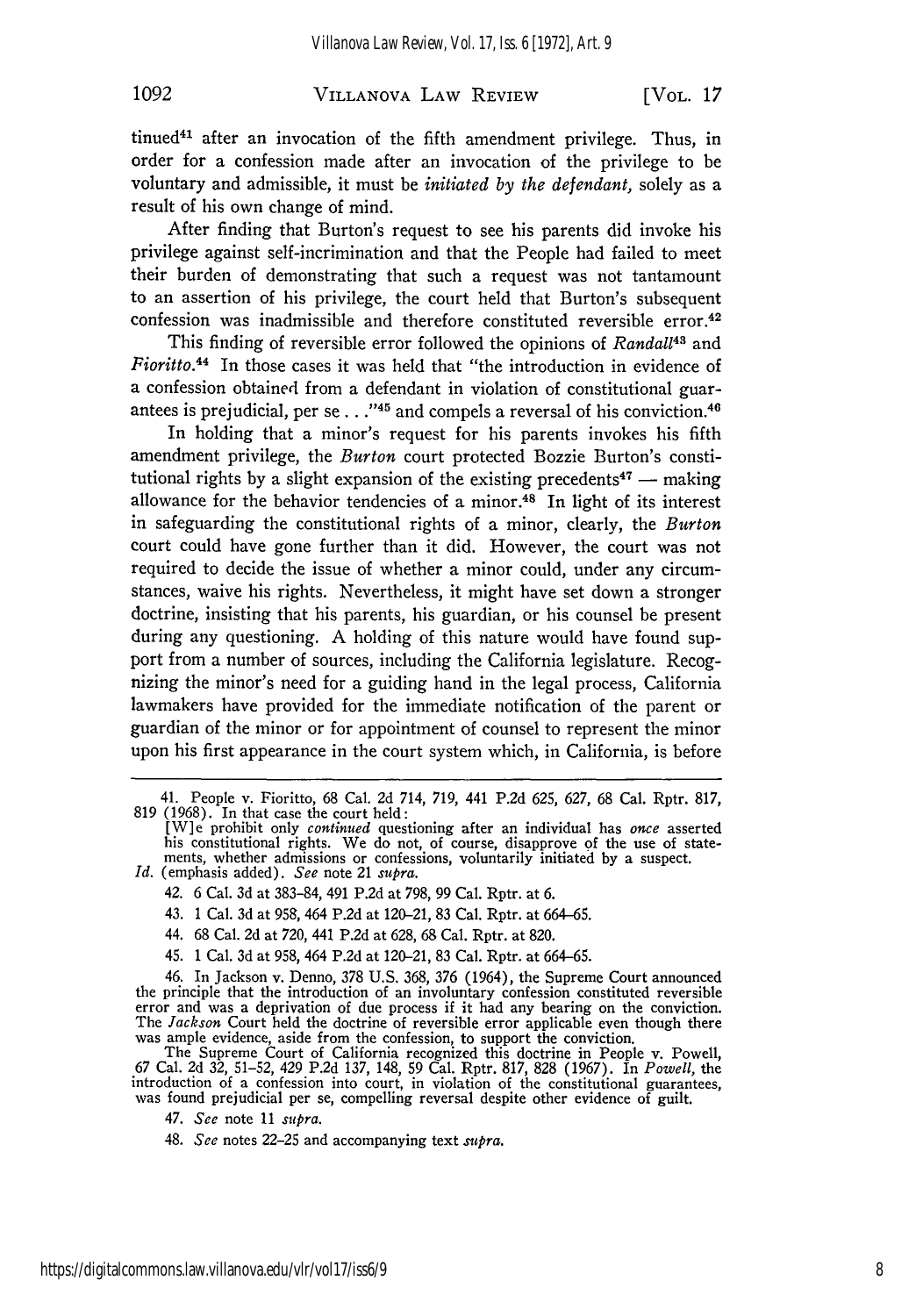tinued[41] after an invocation of the fifth amendment privilege. Thus, in order for a confession made after an invocation of the privilege to be voluntary and admissible, it must be *initiated by the defendant,* solely as a result of his own change of mind.

After finding that Burton's request to see his parents did invoke his privilege against self-incrimination and that the People had failed to meet their burden of demonstrating that such a request was not tantamount to an assertion of his privilege, the court held that Burton's subsequent confession was inadmissible and therefore constituted reversible error.[42]

This finding of reversible error followed the opinions of *Randall*[43] and *Fioritto*.[44] In those cases it was held that "the introduction in evidence of a confession obtained from a defendant in violation of constitutional guarantees is prejudicial, per se . . ."[45] and compels a reversal of his conviction.[46]

In holding that a minor's request for his parents invokes his fifth amendment privilege, the *Burton* court protected Bozzie Burton's constitutional rights by a slight expansion of the existing precedents[47] — making allowance for the behavior tendencies of a minor.[48] In light of its interest in safeguarding the constitutional rights of a minor, clearly, the *Burton* court could have gone further than it did. However, the court was not required to decide the issue of whether a minor could, under any circumstances, waive his rights. Nevertheless, it might have set down a stronger doctrine, insisting that his parents, his guardian, or his counsel be present during any questioning. A holding of this nature would have found support from a number of sources, including the California legislature. Recognizing the minor's need for a guiding hand in the legal process, California lawmakers have provided for the immediate notification of the parent or guardian of the minor or for appointment of counsel to represent the minor upon his first appearance in the court system which, in California, is before

---

41. People v. Fioritto, 68 Cal. 2d 714, 719, 441 P.2d 625, 627, 68 Cal. Rptr. 817, 819 (1968). In that case the court held:

> [W]e prohibit only *continued* questioning after an individual has *once* asserted his constitutional rights. We do not, of course, disapprove of the use of statements, whether admissions or confessions, voluntarily initiated by a suspect.

*Id.* (emphasis added). *See* note 21 *supra.*

42. 6 Cal. 3d at 383–84, 491 P.2d at 798, 99 Cal. Rptr. at 6.

43. 1 Cal. 3d at 958, 464 P.2d at 120–21, 83 Cal. Rptr. at 664–65.

44. 68 Cal. 2d at 720, 441 P.2d at 628, 68 Cal. Rptr. at 820.

45. 1 Cal. 3d at 958, 464 P.2d at 120–21, 83 Cal. Rptr. at 664–65.

46. In Jackson v. Denno, 378 U.S. 368, 376 (1964), the Supreme Court announced the principle that the introduction of an involuntary confession constituted reversible error and was a deprivation of due process if it had any bearing on the conviction. The *Jackson* Court held the doctrine of reversible error applicable even though there was ample evidence, aside from the confession, to support the conviction.

The Supreme Court of California recognized this doctrine in People v. Powell, 67 Cal. 2d 32, 51–52, 429 P.2d 137, 148, 59 Cal. Rptr. 817, 828 (1967). In *Powell,* the introduction of a confession into court, in violation of the constitutional guarantees, was found prejudicial per se, compelling reversal despite other evidence of guilt.

47. *See* note 11 *supra.*

48. *See* notes 22–25 and accompanying text *supra.*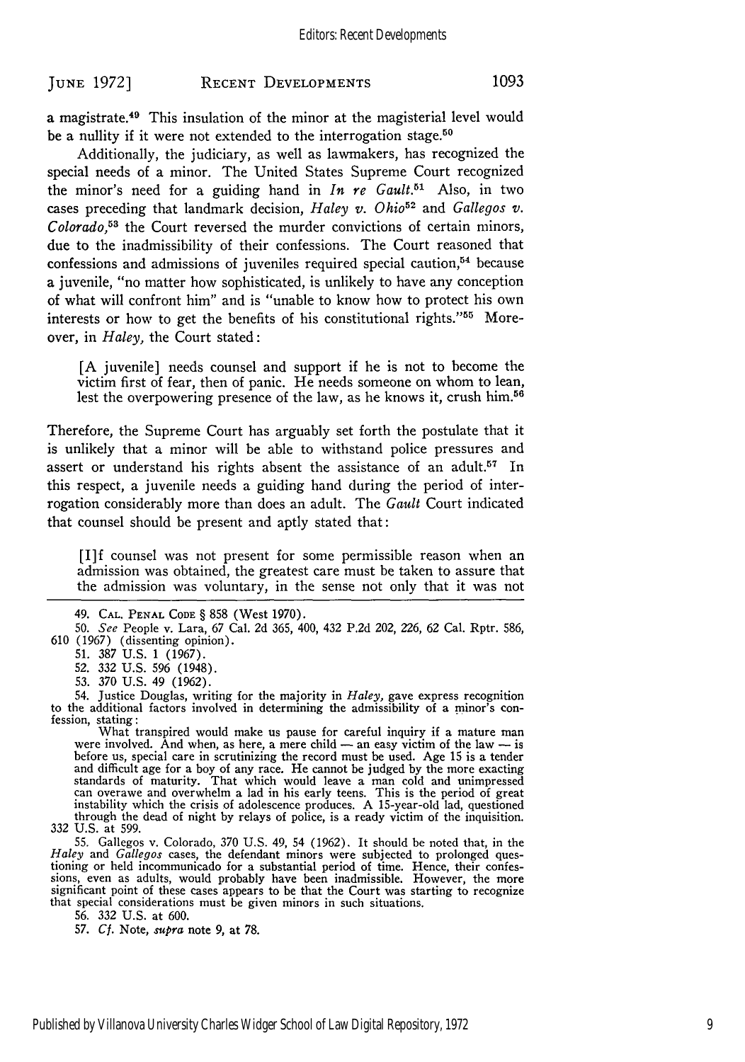a magistrate.[49] This insulation of the minor at the magisterial level would be a nullity if it were not extended to the interrogation stage.[50]

Additionally, the judiciary, as well as lawmakers, has recognized the special needs of a minor. The United States Supreme Court recognized the minor's need for a guiding hand in *In re Gault*.[51] Also, in two cases preceding that landmark decision, *Haley v. Ohio*[52] and *Gallegos v. Colorado*,[53] the Court reversed the murder convictions of certain minors, due to the inadmissibility of their confessions. The Court reasoned that confessions and admissions of juveniles required special caution,[54] because a juvenile, "no matter how sophisticated, is unlikely to have any conception of what will confront him" and is "unable to know how to protect his own interests or how to get the benefits of his constitutional rights."[55] Moreover, in *Haley*, the Court stated:

> [A juvenile] needs counsel and support if he is not to become the victim first of fear, then of panic. He needs someone on whom to lean, lest the overpowering presence of the law, as he knows it, crush him.[56]

Therefore, the Supreme Court has arguably set forth the postulate that it is unlikely that a minor will be able to withstand police pressures and assert or understand his rights absent the assistance of an adult.[57] In this respect, a juvenile needs a guiding hand during the period of interrogation considerably more than does an adult. The *Gault* Court indicated that counsel should be present and aptly stated that:

> [I]f counsel was not present for some permissible reason when an admission was obtained, the greatest care must be taken to assure that the admission was voluntary, in the sense not only that it was not

---

49. CAL. PENAL CODE § 858 (West 1970).

50. *See* People v. Lara, 67 Cal. 2d 365, 400, 432 P.2d 202, 226, 62 Cal. Rptr. 586, 610 (1967) (dissenting opinion).

51. 387 U.S. 1 (1967).

52. 332 U.S. 596 (1948).

53. 370 U.S. 49 (1962).

54. Justice Douglas, writing for the majority in *Haley*, gave express recognition to the additional factors involved in determining the admissibility of a minor's confession, stating:

> What transpired would make us pause for careful inquiry if a mature man were involved. And when, as here, a mere child — an easy victim of the law — is before us, special care in scrutinizing the record must be used. Age 15 is a tender and difficult age for a boy of any race. He cannot be judged by the more exacting standards of maturity. That which would leave a man cold and unimpressed can overawe and overwhelm a lad in his early teens. This is the period of great instability which the crisis of adolescence produces. A 15-year-old lad, questioned through the dead of night by relays of police, is a ready victim of the inquisition.

332 U.S. at 599.

55. Gallegos v. Colorado, 370 U.S. 49, 54 (1962). It should be noted that, in the *Haley* and *Gallegos* cases, the defendant minors were subjected to prolonged questioning or held incommunicado for a substantial period of time. Hence, their confessions, even as adults, would probably have been inadmissible. However, the more significant point of these cases appears to be that the Court was starting to recognize that special considerations must be given minors in such situations.

56. 332 U.S. at 600.

57. *Cf.* Note, *supra* note 9, at 78.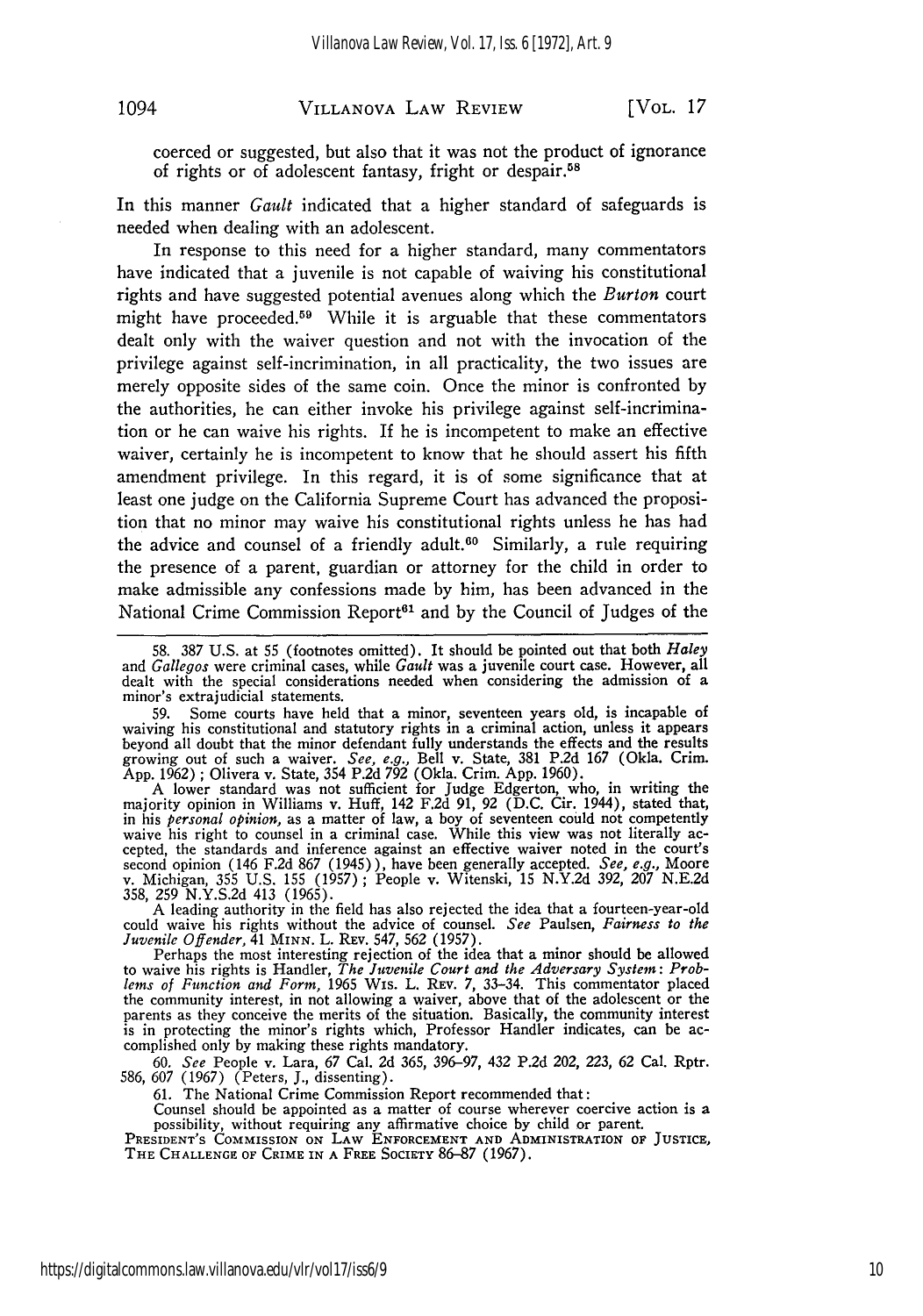coerced or suggested, but also that it was not the product of ignorance of rights or of adolescent fantasy, fright or despair.[58]

In this manner *Gault* indicated that a higher standard of safeguards is needed when dealing with an adolescent.

In response to this need for a higher standard, many commentators have indicated that a juvenile is not capable of waiving his constitutional rights and have suggested potential avenues along which the *Burton* court might have proceeded.[59] While it is arguable that these commentators dealt only with the waiver question and not with the invocation of the privilege against self-incrimination, in all practicality, the two issues are merely opposite sides of the same coin. Once the minor is confronted by the authorities, he can either invoke his privilege against self-incrimination or he can waive his rights. If he is incompetent to make an effective waiver, certainly he is incompetent to know that he should assert his fifth amendment privilege. In this regard, it is of some significance that at least one judge on the California Supreme Court has advanced the proposition that no minor may waive his constitutional rights unless he has had the advice and counsel of a friendly adult.[60] Similarly, a rule requiring the presence of a parent, guardian or attorney for the child in order to make admissible any confessions made by him, has been advanced in the National Crime Commission Report[61] and by the Council of Judges of the

---

58. 387 U.S. at 55 (footnotes omitted). It should be pointed out that both *Haley* and *Gallegos* were criminal cases, while *Gault* was a juvenile court case. However, all dealt with the special considerations needed when considering the admission of a minor's extrajudicial statements.

59. Some courts have held that a minor, seventeen years old, is incapable of waiving his constitutional and statutory rights in a criminal action, unless it appears beyond all doubt that the minor defendant fully understands the effects and the results growing out of such a waiver. *See, e.g.,* Bell v. State, 381 P.2d 167 (Okla. Crim. App. 1962); Olivera v. State, 354 P.2d 792 (Okla. Crim. App. 1960).

A lower standard was not sufficient for Judge Edgerton, who, in writing the majority opinion in Williams v. Huff, 142 F.2d 91, 92 (D.C. Cir. 1944), stated that, in his *personal opinion*, as a matter of law, a boy of seventeen could not competently waive his right to counsel in a criminal case. While this view was not literally accepted, the standards and inference against an effective waiver noted in the court's second opinion (146 F.2d 867 (1945)), have been generally accepted. *See, e.g.,* Moore v. Michigan, 355 U.S. 155 (1957); People v. Witenski, 15 N.Y.2d 392, 207 N.E.2d 358, 259 N.Y.S.2d 413 (1965).

A leading authority in the field has also rejected the idea that a fourteen-year-old could waive his rights without the advice of counsel. *See* Paulsen, *Fairness to the Juvenile Offender*, 41 MINN. L. REV. 547, 562 (1957).

Perhaps the most interesting rejection of the idea that a minor should be allowed to waive his rights is Handler, *The Juvenile Court and the Adversary System: Problems of Function and Form*, 1965 WIS. L. REV. 7, 33–34. This commentator placed the community interest, in not allowing a waiver, above that of the adolescent or the parents as they conceive the merits of the situation. Basically, the community interest is in protecting the minor's rights which, Professor Handler indicates, can be accomplished only by making these rights mandatory.

60. *See* People v. Lara, 67 Cal. 2d 365, 396–97, 432 P.2d 202, 223, 62 Cal. Rptr. 586, 607 (1967) (Peters, J., dissenting).

61. The National Crime Commission Report recommended that:

Counsel should be appointed as a matter of course wherever coercive action is a possibility, without requiring any affirmative choice by child or parent.

PRESIDENT'S COMMISSION ON LAW ENFORCEMENT AND ADMINISTRATION OF JUSTICE, THE CHALLENGE OF CRIME IN A FREE SOCIETY 86–87 (1967).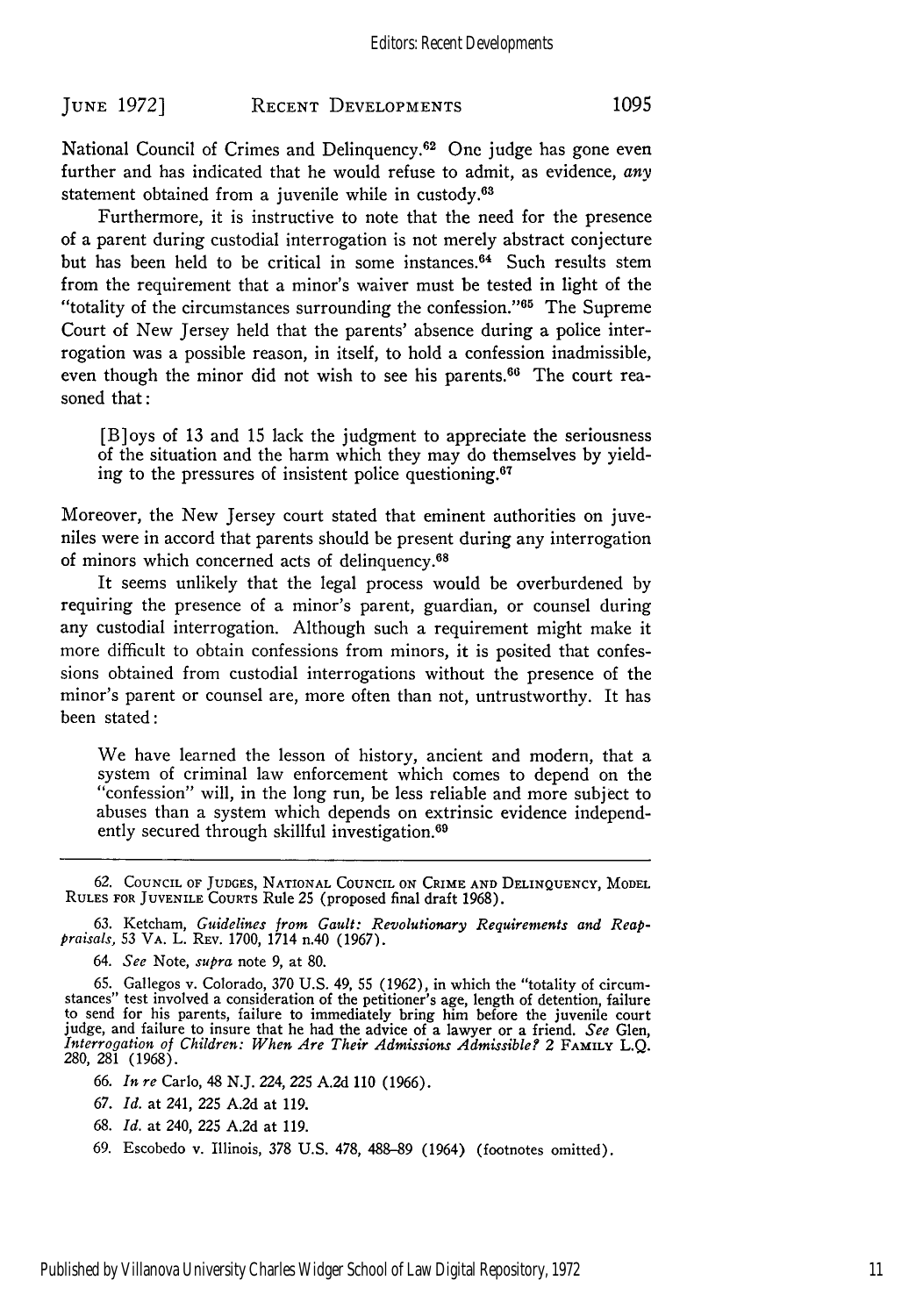National Council of Crimes and Delinquency.[62] One judge has gone even further and has indicated that he would refuse to admit, as evidence, *any* statement obtained from a juvenile while in custody.[63]

Furthermore, it is instructive to note that the need for the presence of a parent during custodial interrogation is not merely abstract conjecture but has been held to be critical in some instances.[64] Such results stem from the requirement that a minor's waiver must be tested in light of the "totality of the circumstances surrounding the confession."[65] The Supreme Court of New Jersey held that the parents' absence during a police interrogation was a possible reason, in itself, to hold a confession inadmissible, even though the minor did not wish to see his parents.[66] The court reasoned that:

> [B]oys of 13 and 15 lack the judgment to appreciate the seriousness of the situation and the harm which they may do themselves by yielding to the pressures of insistent police questioning.[67]

Moreover, the New Jersey court stated that eminent authorities on juveniles were in accord that parents should be present during any interrogation of minors which concerned acts of delinquency.[68]

It seems unlikely that the legal process would be overburdened by requiring the presence of a minor's parent, guardian, or counsel during any custodial interrogation. Although such a requirement might make it more difficult to obtain confessions from minors, it is posited that confessions obtained from custodial interrogations without the presence of the minor's parent or counsel are, more often than not, untrustworthy. It has been stated:

> We have learned the lesson of history, ancient and modern, that a system of criminal law enforcement which comes to depend on the "confession" will, in the long run, be less reliable and more subject to abuses than a system which depends on extrinsic evidence independently secured through skillful investigation.[69]

---

62. COUNCIL OF JUDGES, NATIONAL COUNCIL ON CRIME AND DELINQUENCY, MODEL RULES FOR JUVENILE COURTS Rule 25 (proposed final draft 1968).

63. Ketcham, *Guidelines from Gault: Revolutionary Requirements and Reappraisals,* 53 VA. L. REV. 1700, 1714 n.40 (1967).

64. *See* Note, *supra* note 9, at 80.

65. Gallegos v. Colorado, 370 U.S. 49, 55 (1962), in which the "totality of circumstances" test involved a consideration of the petitioner's age, length of detention, failure to send for his parents, failure to immediately bring him before the juvenile court judge, and failure to insure that he had the advice of a lawyer or a friend. *See* Glen, *Interrogation of Children: When Are Their Admissions Admissible?* 2 FAMILY L.Q. 280, 281 (1968).

66. *In re* Carlo, 48 N.J. 224, 225 A.2d 110 (1966).

67. *Id.* at 241, 225 A.2d at 119.

68. *Id.* at 240, 225 A.2d at 119.

69. Escobedo v. Illinois, 378 U.S. 478, 488-89 (1964) (footnotes omitted).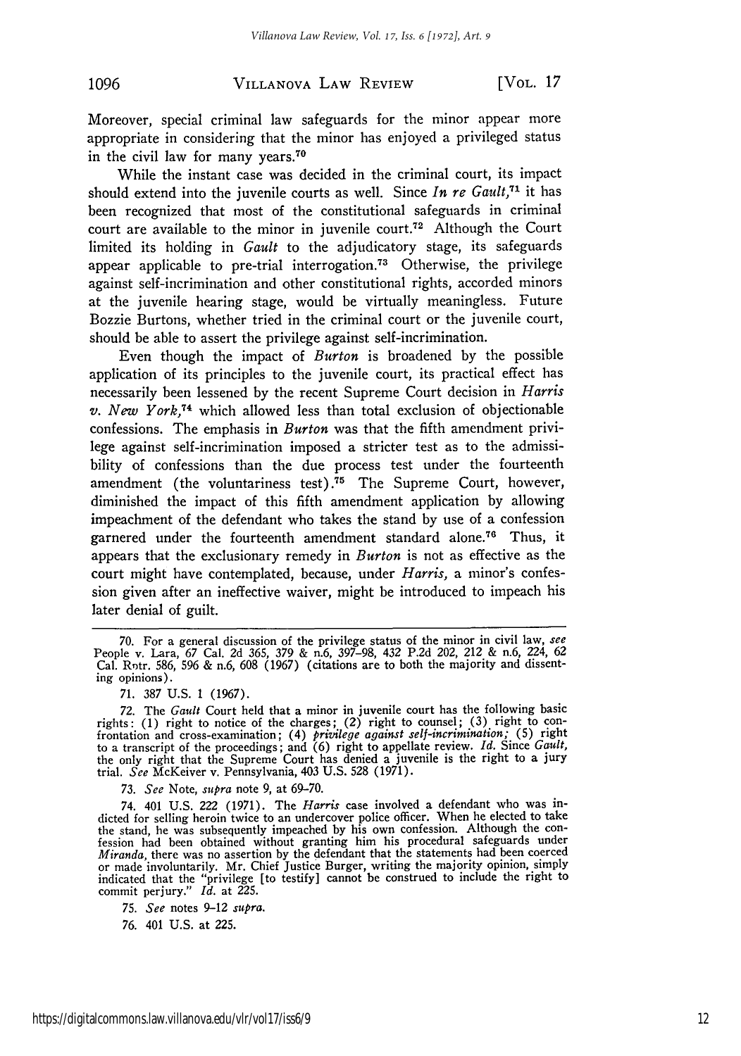Moreover, special criminal law safeguards for the minor appear more appropriate in considering that the minor has enjoyed a privileged status in the civil law for many years.[70]

While the instant case was decided in the criminal court, its impact should extend into the juvenile courts as well. Since *In re Gault*,[71] it has been recognized that most of the constitutional safeguards in criminal court are available to the minor in juvenile court.[72] Although the Court limited its holding in *Gault* to the adjudicatory stage, its safeguards appear applicable to pre-trial interrogation.[73] Otherwise, the privilege against self-incrimination and other constitutional rights, accorded minors at the juvenile hearing stage, would be virtually meaningless. Future Bozzie Burtons, whether tried in the criminal court or the juvenile court, should be able to assert the privilege against self-incrimination.

Even though the impact of *Burton* is broadened by the possible application of its principles to the juvenile court, its practical effect has necessarily been lessened by the recent Supreme Court decision in *Harris v. New York*,[74] which allowed less than total exclusion of objectionable confessions. The emphasis in *Burton* was that the fifth amendment privilege against self-incrimination imposed a stricter test as to the admissibility of confessions than the due process test under the fourteenth amendment (the voluntariness test).[75] The Supreme Court, however, diminished the impact of this fifth amendment application by allowing impeachment of the defendant who takes the stand by use of a confession garnered under the fourteenth amendment standard alone.[76] Thus, it appears that the exclusionary remedy in *Burton* is not as effective as the court might have contemplated, because, under *Harris*, a minor's confession given after an ineffective waiver, might be introduced to impeach his later denial of guilt.

---

70. For a general discussion of the privilege status of the minor in civil law, *see* People v. Lara, 67 Cal. 2d 365, 379 & n.6, 397–98, 432 P.2d 202, 212 & n.6, 224, 62 Cal. Rptr. 586, 596 & n.6, 608 (1967) (citations are to both the majority and dissenting opinions).

71. 387 U.S. 1 (1967).

72. The *Gault* Court held that a minor in juvenile court has the following basic rights: (1) right to notice of the charges; (2) right to counsel; (3) right to confrontation and cross-examination; (4) *privilege against self-incrimination;* (5) right to a transcript of the proceedings; and (6) right to appellate review. *Id.* Since *Gault*, the only right that the Supreme Court has denied a juvenile is the right to a jury trial. *See* McKeiver v. Pennsylvania, 403 U.S. 528 (1971).

73. *See* Note, *supra* note 9, at 69–70.

74. 401 U.S. 222 (1971). The *Harris* case involved a defendant who was indicted for selling heroin twice to an undercover police officer. When he elected to take the stand, he was subsequently impeached by his own confession. Although the confession had been obtained without granting him his procedural safeguards under *Miranda*, there was no assertion by the defendant that the statements had been coerced or made involuntarily. Mr. Chief Justice Burger, writing the majority opinion, simply indicated that the "privilege [to testify] cannot be construed to include the right to commit perjury." *Id.* at 225.

75. *See* notes 9–12 *supra*.

76. 401 U.S. at 225.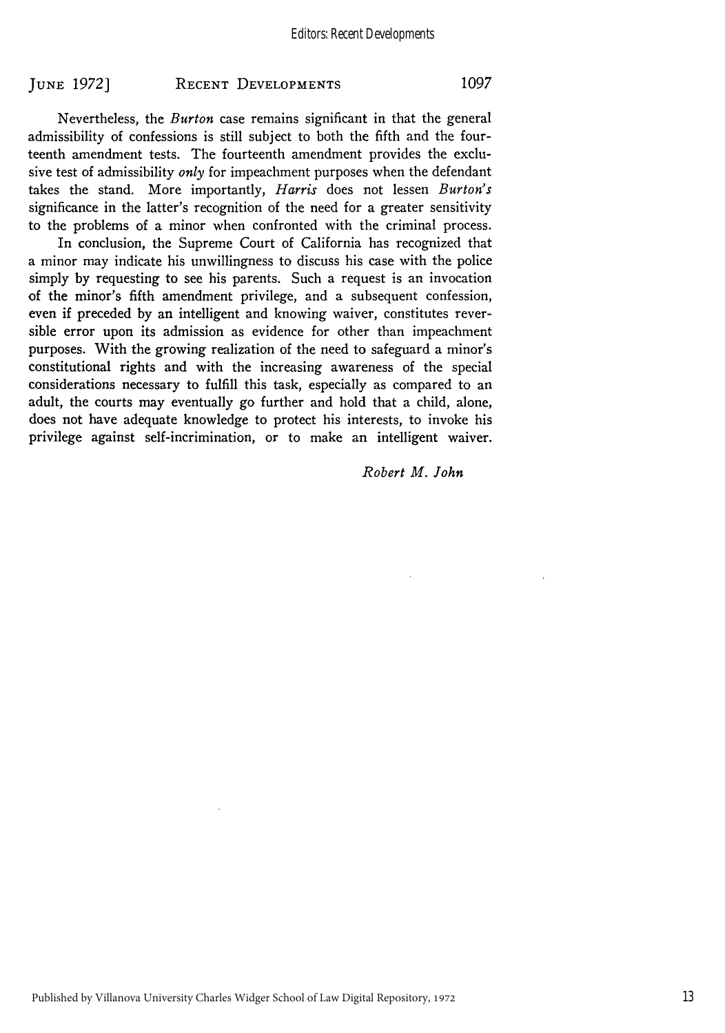Nevertheless, the *Burton* case remains significant in that the general admissibility of confessions is still subject to both the fifth and the fourteenth amendment tests. The fourteenth amendment provides the exclusive test of admissibility *only* for impeachment purposes when the defendant takes the stand. More importantly, *Harris* does not lessen *Burton's* significance in the latter's recognition of the need for a greater sensitivity to the problems of a minor when confronted with the criminal process.

In conclusion, the Supreme Court of California has recognized that a minor may indicate his unwillingness to discuss his case with the police simply by requesting to see his parents. Such a request is an invocation of the minor's fifth amendment privilege, and a subsequent confession, even if preceded by an intelligent and knowing waiver, constitutes reversible error upon its admission as evidence for other than impeachment purposes. With the growing realization of the need to safeguard a minor's constitutional rights and with the increasing awareness of the special considerations necessary to fulfill this task, especially as compared to an adult, the courts may eventually go further and hold that a child, alone, does not have adequate knowledge to protect his interests, to invoke his privilege against self-incrimination, or to make an intelligent waiver.

*Robert M. John*